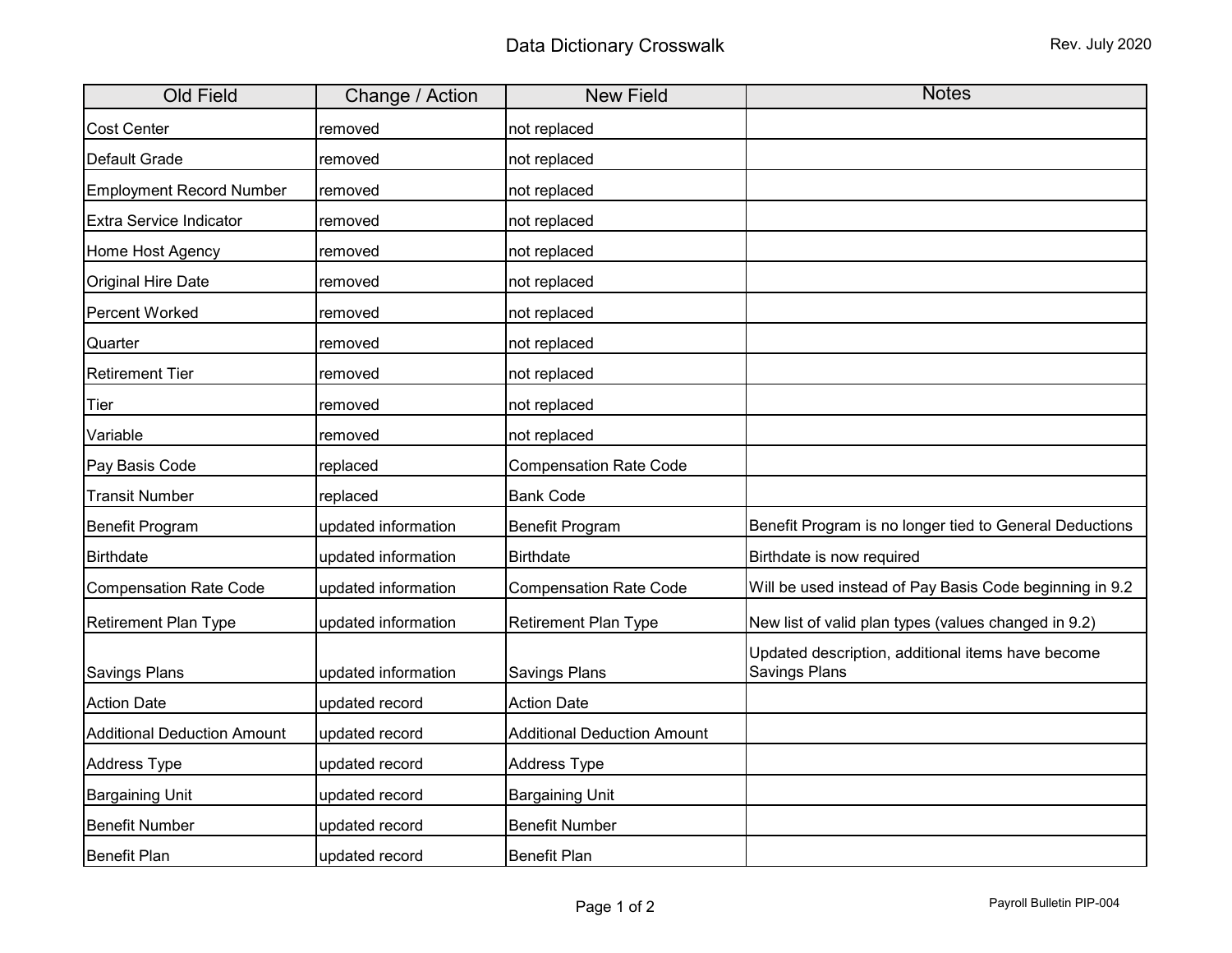# Data Dictionary Crosswalk

Rev. July 2020

| Old Field | Change / Action | New Field | Notes |
| --- | --- | --- | --- |
| Cost Center | removed | not replaced | |
| Default Grade | removed | not replaced | |
| Employment Record Number | removed | not replaced | |
| Extra Service Indicator | removed | not replaced | |
| Home Host Agency | removed | not replaced | |
| Original Hire Date | removed | not replaced | |
| Percent Worked | removed | not replaced | |
| Quarter | removed | not replaced | |
| Retirement Tier | removed | not replaced | |
| Tier | removed | not replaced | |
| Variable | removed | not replaced | |
| Pay Basis Code | replaced | Compensation Rate Code | |
| Transit Number | replaced | Bank Code | |
| Benefit Program | updated information | Benefit Program | Benefit Program is no longer tied to General Deductions |
| Birthdate | updated information | Birthdate | Birthdate is now required |
| Compensation Rate Code | updated information | Compensation Rate Code | Will be used instead of Pay Basis Code beginning in 9.2 |
| Retirement Plan Type | updated information | Retirement Plan Type | New list of valid plan types (values changed in 9.2) |
| Savings Plans | updated information | Savings Plans | Updated description, additional items have become Savings Plans |
| Action Date | updated record | Action Date | |
| Additional Deduction Amount | updated record | Additional Deduction Amount | |
| Address Type | updated record | Address Type | |
| Bargaining Unit | updated record | Bargaining Unit | |
| Benefit Number | updated record | Benefit Number | |
| Benefit Plan | updated record | Benefit Plan | |

Payroll Bulletin PIP-004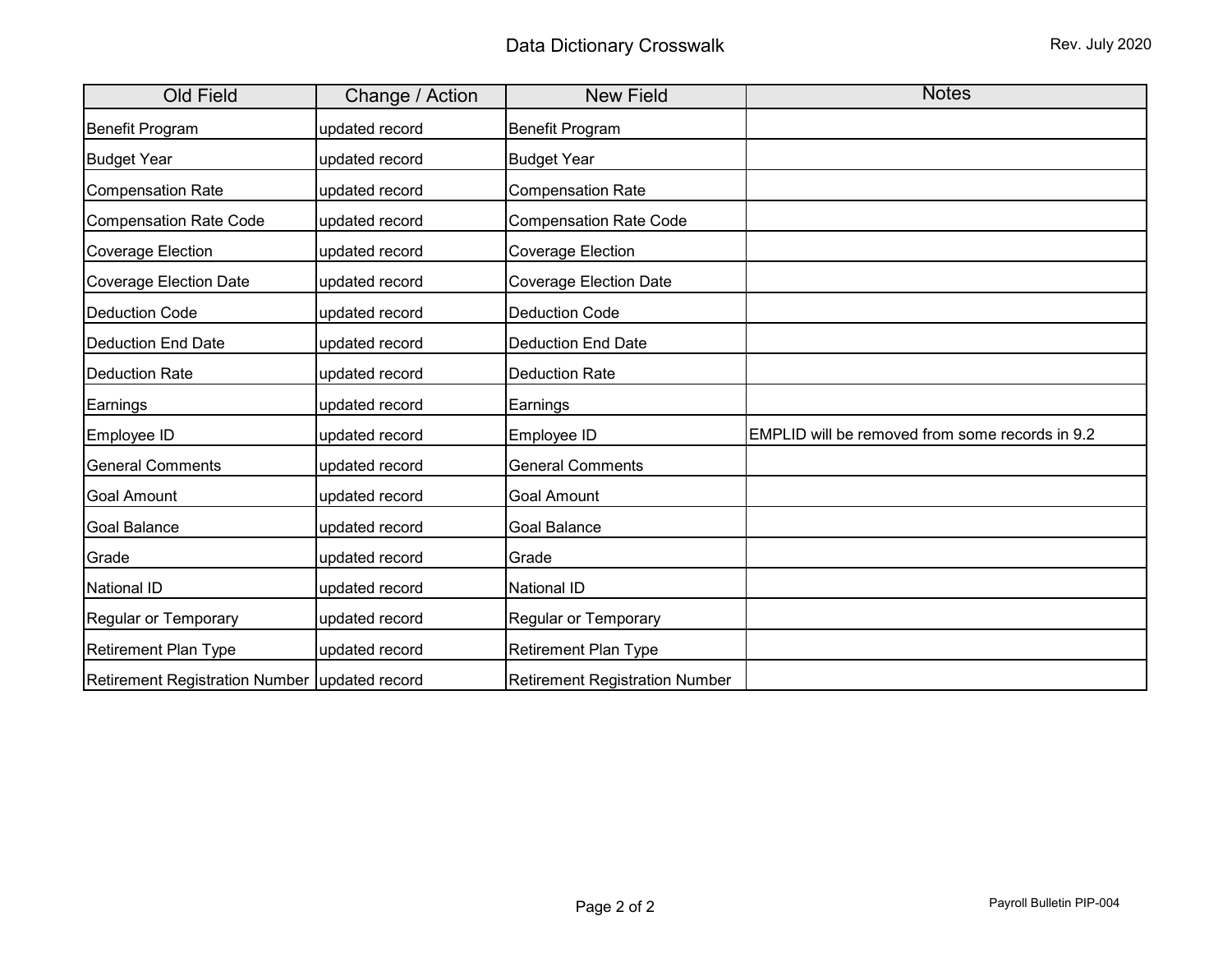# Data Dictionary Crosswalk

Rev. July 2020

| Old Field | Change / Action | New Field | Notes |
|---|---|---|---|
| Benefit Program | updated record | Benefit Program | |
| Budget Year | updated record | Budget Year | |
| Compensation Rate | updated record | Compensation Rate | |
| Compensation Rate Code | updated record | Compensation Rate Code | |
| Coverage Election | updated record | Coverage Election | |
| Coverage Election Date | updated record | Coverage Election Date | |
| Deduction Code | updated record | Deduction Code | |
| Deduction End Date | updated record | Deduction End Date | |
| Deduction Rate | updated record | Deduction Rate | |
| Earnings | updated record | Earnings | |
| Employee ID | updated record | Employee ID | EMPLID will be removed from some records in 9.2 |
| General Comments | updated record | General Comments | |
| Goal Amount | updated record | Goal Amount | |
| Goal Balance | updated record | Goal Balance | |
| Grade | updated record | Grade | |
| National ID | updated record | National ID | |
| Regular or Temporary | updated record | Regular or Temporary | |
| Retirement Plan Type | updated record | Retirement Plan Type | |
| Retirement Registration Number | updated record | Retirement Registration Number | |

Payroll Bulletin PIP-004